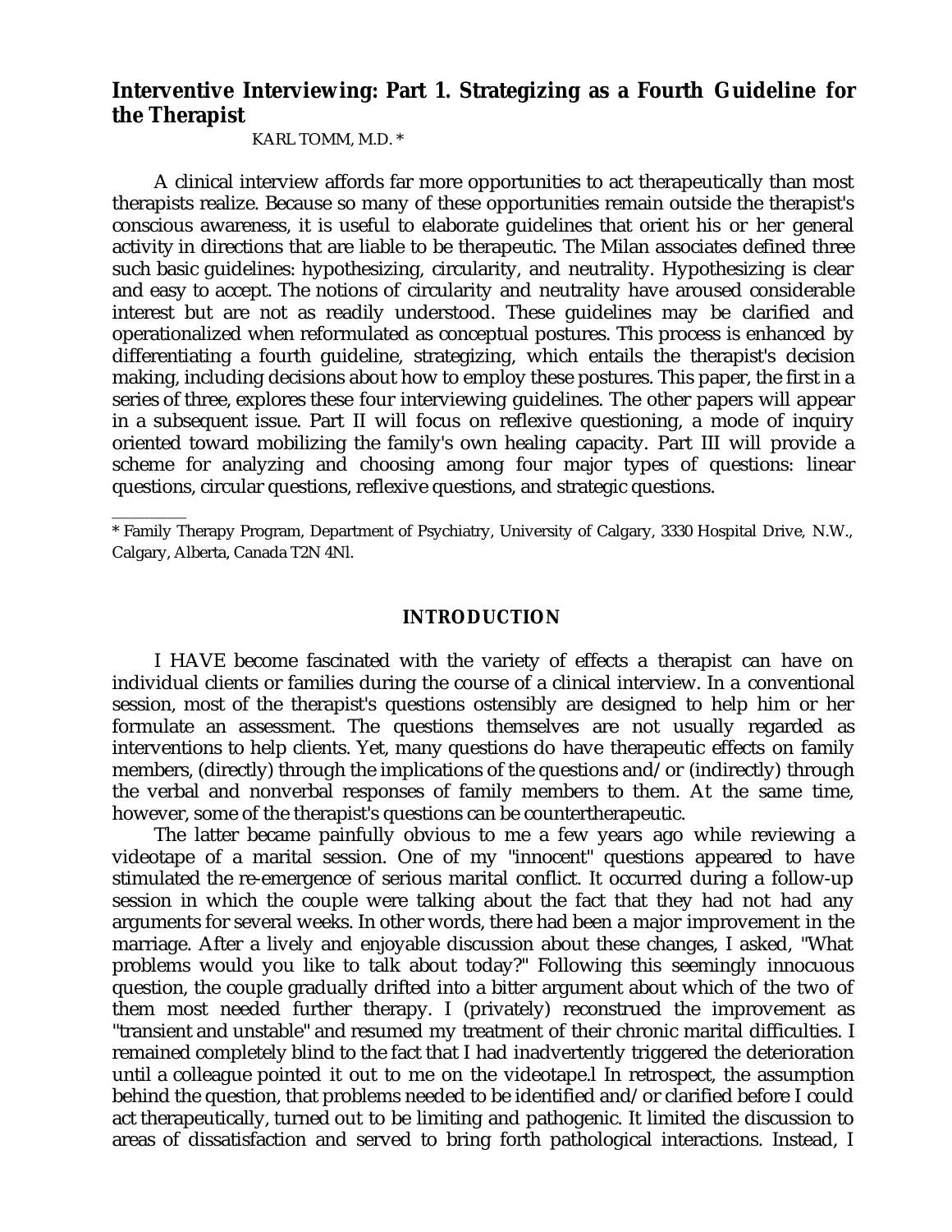# Interventive Interviewing: Part 1. Strategizing as a Fourth Guideline for the Therapist

KARL TOMM, M.D. *

A clinical interview affords far more opportunities to act therapeutically than most therapists realize. Because so many of these opportunities remain outside the therapist's conscious awareness, it is useful to elaborate guidelines that orient his or her general activity in directions that are liable to be therapeutic. The Milan associates defined three such basic guidelines: hypothesizing, circularity, and neutrality. Hypothesizing is clear and easy to accept. The notions of circularity and neutrality have aroused considerable interest but are not as readily understood. These guidelines may be clarified and operationalized when reformulated as conceptual postures. This process is enhanced by differentiating a fourth guideline, strategizing, which entails the therapist's decision making, including decisions about how to employ these postures. This paper, the first in a series of three, explores these four interviewing guidelines. The other papers will appear in a subsequent issue. Part II will focus on reflexive questioning, a mode of inquiry oriented toward mobilizing the family's own healing capacity. Part III will provide a scheme for analyzing and choosing among four major types of questions: linear questions, circular questions, reflexive questions, and strategic questions.

---

\* Family Therapy Program, Department of Psychiatry, University of Calgary, 3330 Hospital Drive, N.W., Calgary, Alberta, Canada T2N 4Nl.

## INTRODUCTION

I HAVE become fascinated with the variety of effects a therapist can have on individual clients or families during the course of a clinical interview. In a conventional session, most of the therapist's questions ostensibly are designed to help him or her formulate an assessment. The questions themselves are not usually regarded as interventions to help clients. Yet, many questions do have therapeutic effects on family members, (directly) through the implications of the questions and/or (indirectly) through the verbal and nonverbal responses of family members to them. At the same time, however, some of the therapist's questions can be countertherapeutic.

The latter became painfully obvious to me a few years ago while reviewing a videotape of a marital session. One of my "innocent" questions appeared to have stimulated the re-emergence of serious marital conflict. It occurred during a follow-up session in which the couple were talking about the fact that they had not had any arguments for several weeks. In other words, there had been a major improvement in the marriage. After a lively and enjoyable discussion about these changes, I asked, "What problems would you like to talk about today?" Following this seemingly innocuous question, the couple gradually drifted into a bitter argument about which of the two of them most needed further therapy. I (privately) reconstrued the improvement as "transient and unstable" and resumed my treatment of their chronic marital difficulties. I remained completely blind to the fact that I had inadvertently triggered the deterioration until a colleague pointed it out to me on the videotape.[1] In retrospect, the assumption behind the question, that problems needed to be identified and/or clarified before I could act therapeutically, turned out to be limiting and pathogenic. It limited the discussion to areas of dissatisfaction and served to bring forth pathological interactions. Instead, I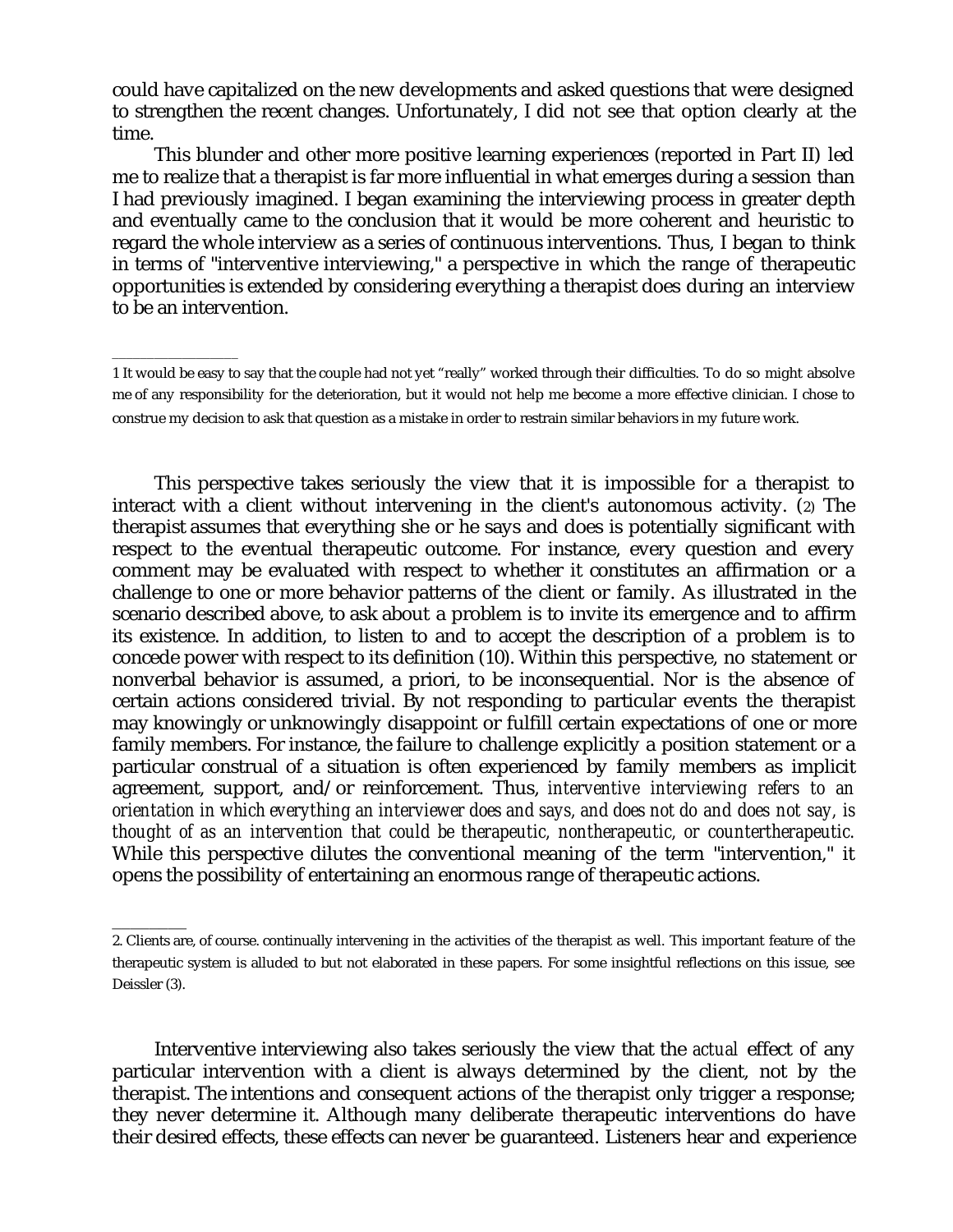could have capitalized on the new developments and asked questions that were designed to strengthen the recent changes. Unfortunately, I did not see that option clearly at the time.

This blunder and other more positive learning experiences (reported in Part II) led me to realize that a therapist is far more influential in what emerges during a session than I had previously imagined. I began examining the interviewing process in greater depth and eventually came to the conclusion that it would be more coherent and heuristic to regard the whole interview as a series of continuous interventions. Thus, I began to think in terms of "interventive interviewing," a perspective in which the range of therapeutic opportunities is extended by considering everything a therapist does during an interview to be an intervention.

---

1 It would be easy to say that the couple had not yet "really" worked through their difficulties. To do so might absolve me of any responsibility for the deterioration, but it would not help me become a more effective clinician. I chose to construe my decision to ask that question as a mistake in order to restrain similar behaviors in my future work.

This perspective takes seriously the view that it is impossible for a therapist to interact with a client without intervening in the client's autonomous activity. (2) The therapist assumes that everything she or he says and does is potentially significant with respect to the eventual therapeutic outcome. For instance, every question and every comment may be evaluated with respect to whether it constitutes an affirmation or a challenge to one or more behavior patterns of the client or family. As illustrated in the scenario described above, to ask about a problem is to invite its emergence and to affirm its existence. In addition, to listen to and to accept the description of a problem is to concede power with respect to its definition (10). Within this perspective, no statement or nonverbal behavior is assumed, a priori, to be inconsequential. Nor is the absence of certain actions considered trivial. By not responding to particular events the therapist may knowingly or unknowingly disappoint or fulfill certain expectations of one or more family members. For instance, the failure to challenge explicitly a position statement or a particular construal of a situation is often experienced by family members as implicit agreement, support, and/or reinforcement. Thus, *interventive interviewing refers to an orientation in which everything an interviewer does and says, and does not do and does not say, is thought of as an intervention that could be therapeutic, nontherapeutic, or countertherapeutic.* While this perspective dilutes the conventional meaning of the term "intervention," it opens the possibility of entertaining an enormous range of therapeutic actions.

---

2. Clients are, of course. continually intervening in the activities of the therapist as well. This important feature of the therapeutic system is alluded to but not elaborated in these papers. For some insightful reflections on this issue, see Deissler (3).

Interventive interviewing also takes seriously the view that the *actual* effect of any particular intervention with a client is always determined by the client, not by the therapist. The intentions and consequent actions of the therapist only trigger a response; they never determine it. Although many deliberate therapeutic interventions do have their desired effects, these effects can never be guaranteed. Listeners hear and experience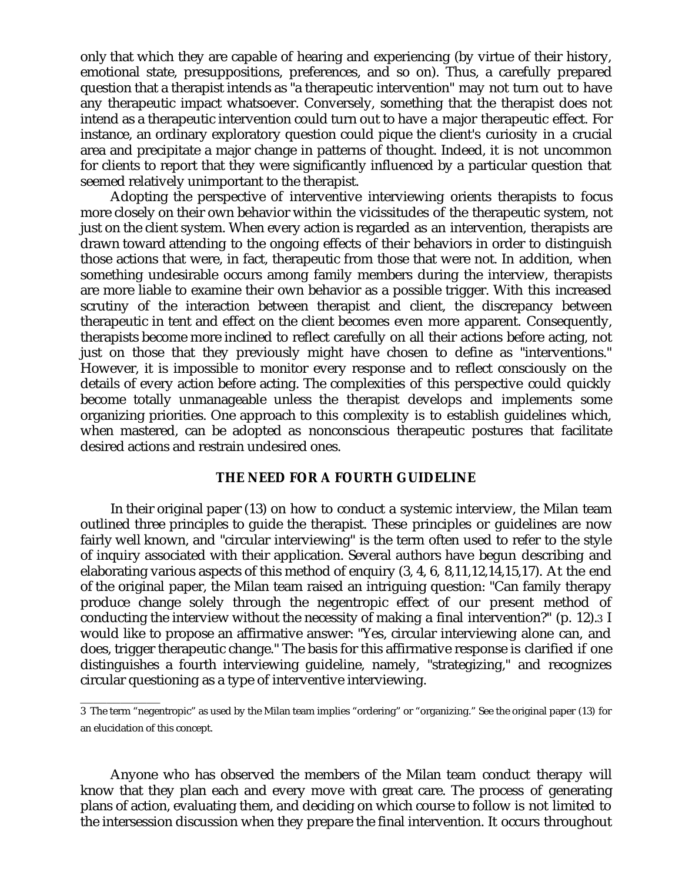only that which they are capable of hearing and experiencing (by virtue of their history, emotional state, presuppositions, preferences, and so on). Thus, a carefully prepared question that a therapist intends as "a therapeutic intervention" may not turn out to have any therapeutic impact whatsoever. Conversely, something that the therapist does not intend as a therapeutic intervention could turn out to have a major therapeutic effect. For instance, an ordinary exploratory question could pique the client's curiosity in a crucial area and precipitate a major change in patterns of thought. Indeed, it is not uncommon for clients to report that they were significantly influenced by a particular question that seemed relatively unimportant to the therapist.

Adopting the perspective of interventive interviewing orients therapists to focus more closely on their own behavior within the vicissitudes of the therapeutic system, not just on the client system. When every action is regarded as an intervention, therapists are drawn toward attending to the ongoing effects of their behaviors in order to distinguish those actions that were, in fact, therapeutic from those that were not. In addition, when something undesirable occurs among family members during the interview, therapists are more liable to examine their own behavior as a possible trigger. With this increased scrutiny of the interaction between therapist and client, the discrepancy between therapeutic in tent and effect on the client becomes even more apparent. Consequently, therapists become more inclined to reflect carefully on all their actions before acting, not just on those that they previously might have chosen to define as "interventions." However, it is impossible to monitor every response and to reflect consciously on the details of every action before acting. The complexities of this perspective could quickly become totally unmanageable unless the therapist develops and implements some organizing priorities. One approach to this complexity is to establish guidelines which, when mastered, can be adopted as nonconscious therapeutic postures that facilitate desired actions and restrain undesired ones.

## THE NEED FOR A FOURTH GUIDELINE

In their original paper (13) on how to conduct a systemic interview, the Milan team outlined three principles to guide the therapist. These principles or guidelines are now fairly well known, and "circular interviewing" is the term often used to refer to the style of inquiry associated with their application. Several authors have begun describing and elaborating various aspects of this method of enquiry (3, 4, 6, 8,11,12,14,15,17). At the end of the original paper, the Milan team raised an intriguing question: "Can family therapy produce change solely through the negentropic effect of our present method of conducting the interview without the necessity of making a final intervention?" (p. 12).[3] I would like to propose an affirmative answer: "Yes, circular interviewing alone can, and does, trigger therapeutic change." The basis for this affirmative response is clarified if one distinguishes a fourth interviewing guideline, namely, "strategizing," and recognizes circular questioning as a type of interventive interviewing.

---

3 The term "negentropic" as used by the Milan team implies "ordering" or "organizing." See the original paper (13) for an elucidation of this concept.

Anyone who has observed the members of the Milan team conduct therapy will know that they plan each and every move with great care. The process of generating plans of action, evaluating them, and deciding on which course to follow is not limited to the intersession discussion when they prepare the final intervention. It occurs throughout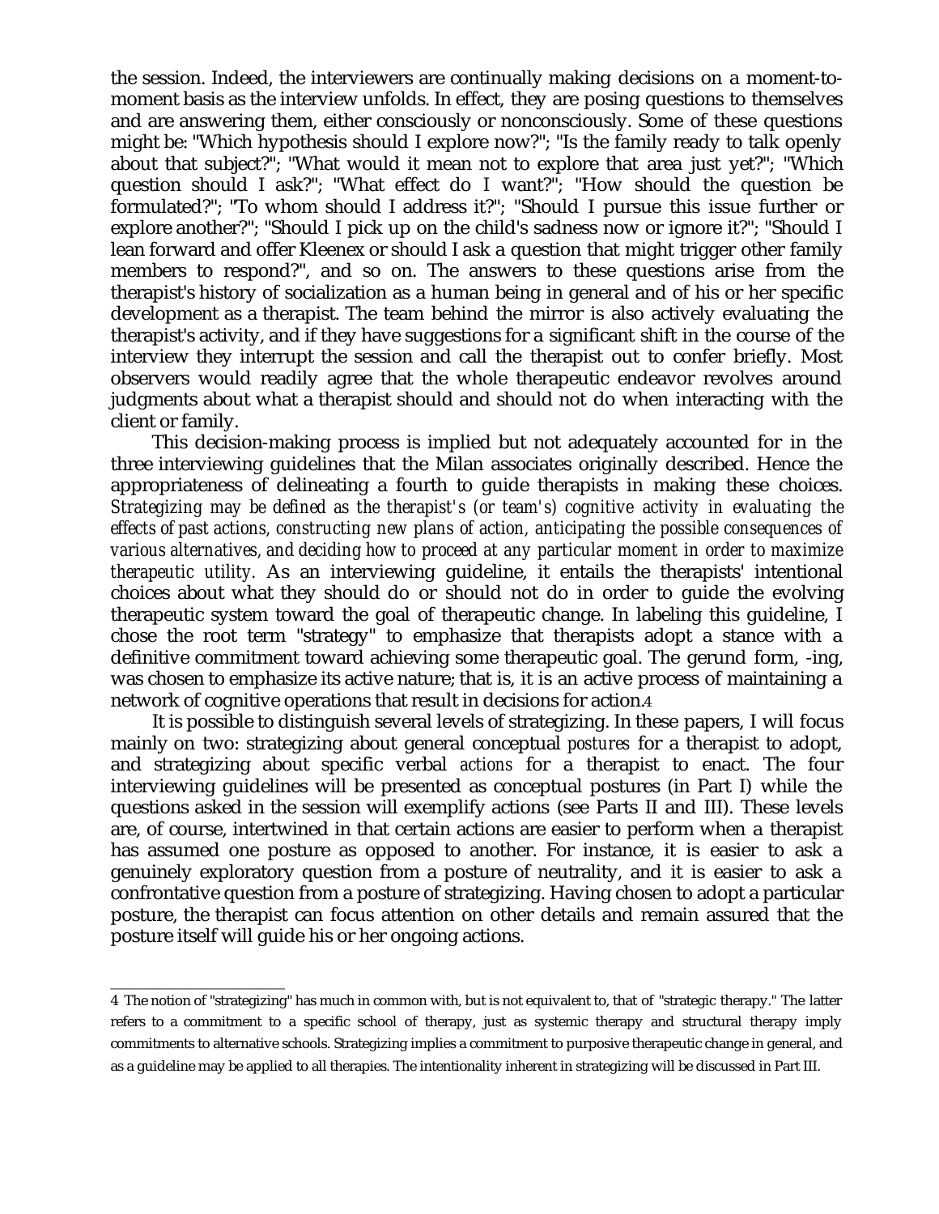the session. Indeed, the interviewers are continually making decisions on a moment-to-moment basis as the interview unfolds. In effect, they are posing questions to themselves and are answering them, either consciously or nonconsciously. Some of these questions might be: "Which hypothesis should I explore now?"; "Is the family ready to talk openly about that subject?"; "What would it mean not to explore that area just yet?"; "Which question should I ask?"; "What effect do I want?"; "How should the question be formulated?"; "To whom should I address it?"; "Should I pursue this issue further or explore another?"; "Should I pick up on the child's sadness now or ignore it?"; "Should I lean forward and offer Kleenex or should I ask a question that might trigger other family members to respond?", and so on. The answers to these questions arise from the therapist's history of socialization as a human being in general and of his or her specific development as a therapist. The team behind the mirror is also actively evaluating the therapist's activity, and if they have suggestions for a significant shift in the course of the interview they interrupt the session and call the therapist out to confer briefly. Most observers would readily agree that the whole therapeutic endeavor revolves around judgments about what a therapist should and should not do when interacting with the client or family.

This decision-making process is implied but not adequately accounted for in the three interviewing guidelines that the Milan associates originally described. Hence the appropriateness of delineating a fourth to guide therapists in making these choices. *Strategizing may be defined as the therapist's (or team's) cognitive activity in evaluating the effects of past actions, constructing new plans of action, anticipating the possible consequences of various alternatives, and deciding how to proceed at any particular moment in order to maximize therapeutic utility.* As an interviewing guideline, it entails the therapists' intentional choices about what they should do or should not do in order to guide the evolving therapeutic system toward the goal of therapeutic change. In labeling this guideline, I chose the root term "strategy" to emphasize that therapists adopt a stance with a definitive commitment toward achieving some therapeutic goal. The gerund form, -ing, was chosen to emphasize its active nature; that is, it is an active process of maintaining a network of cognitive operations that result in decisions for action.[4]

It is possible to distinguish several levels of strategizing. In these papers, I will focus mainly on two: strategizing about general conceptual *postures* for a therapist to adopt, and strategizing about specific verbal *actions* for a therapist to enact. The four interviewing guidelines will be presented as conceptual postures (in Part I) while the questions asked in the session will exemplify actions (see Parts II and III). These levels are, of course, intertwined in that certain actions are easier to perform when a therapist has assumed one posture as opposed to another. For instance, it is easier to ask a genuinely exploratory question from a posture of neutrality, and it is easier to ask a confrontative question from a posture of strategizing. Having chosen to adopt a particular posture, the therapist can focus attention on other details and remain assured that the posture itself will guide his or her ongoing actions.

---

4 The notion of "strategizing" has much in common with, but is not equivalent to, that of "strategic therapy." The latter refers to a commitment to a specific school of therapy, just as systemic therapy and structural therapy imply commitments to alternative schools. Strategizing implies a commitment to purposive therapeutic change in general, and as a guideline may be applied to all therapies. The intentionality inherent in strategizing will be discussed in Part III.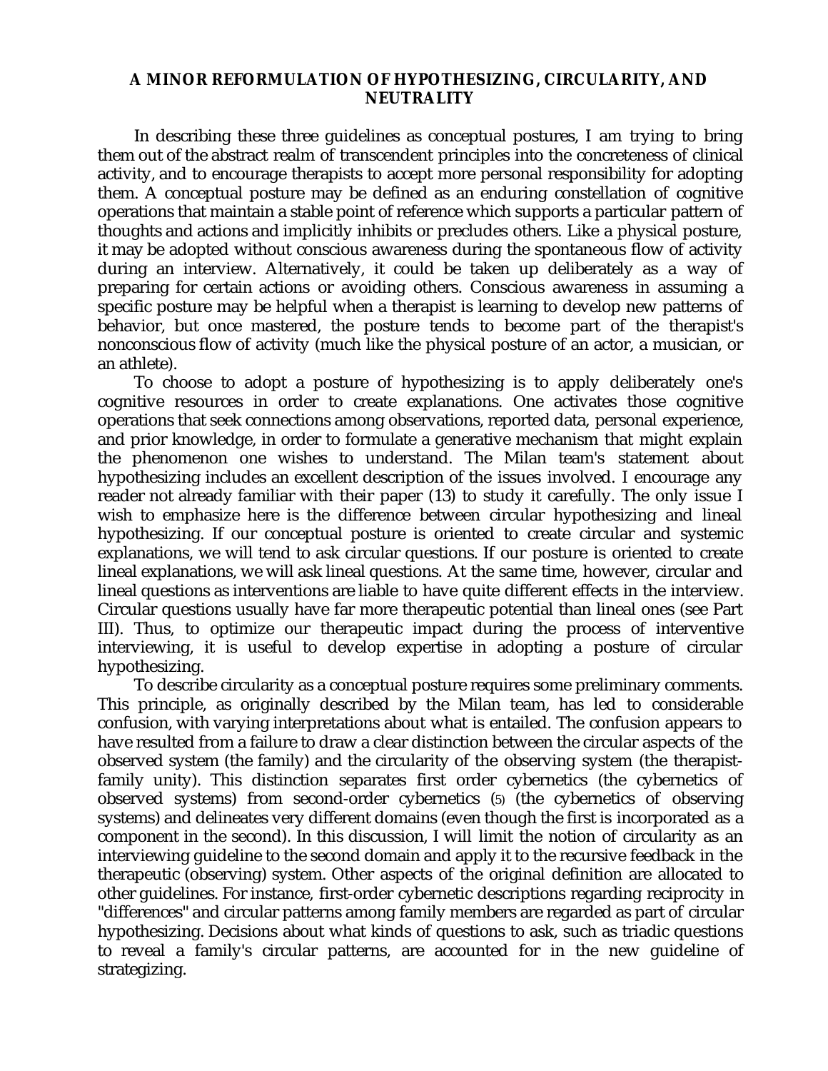## A MINOR REFORMULATION OF HYPOTHESIZING, CIRCULARITY, AND NEUTRALITY

In describing these three guidelines as conceptual postures, I am trying to bring them out of the abstract realm of transcendent principles into the concreteness of clinical activity, and to encourage therapists to accept more personal responsibility for adopting them. A conceptual posture may be defined as an enduring constellation of cognitive operations that maintain a stable point of reference which supports a particular pattern of thoughts and actions and implicitly inhibits or precludes others. Like a physical posture, it may be adopted without conscious awareness during the spontaneous flow of activity during an interview. Alternatively, it could be taken up deliberately as a way of preparing for certain actions or avoiding others. Conscious awareness in assuming a specific posture may be helpful when a therapist is learning to develop new patterns of behavior, but once mastered, the posture tends to become part of the therapist's nonconscious flow of activity (much like the physical posture of an actor, a musician, or an athlete).

To choose to adopt a posture of hypothesizing is to apply deliberately one's cognitive resources in order to create explanations. One activates those cognitive operations that seek connections among observations, reported data, personal experience, and prior knowledge, in order to formulate a generative mechanism that might explain the phenomenon one wishes to understand. The Milan team's statement about hypothesizing includes an excellent description of the issues involved. I encourage any reader not already familiar with their paper (13) to study it carefully. The only issue I wish to emphasize here is the difference between circular hypothesizing and lineal hypothesizing. If our conceptual posture is oriented to create circular and systemic explanations, we will tend to ask circular questions. If our posture is oriented to create lineal explanations, we will ask lineal questions. At the same time, however, circular and lineal questions as interventions are liable to have quite different effects in the interview. Circular questions usually have far more therapeutic potential than lineal ones (see Part III). Thus, to optimize our therapeutic impact during the process of interventive interviewing, it is useful to develop expertise in adopting a posture of circular hypothesizing.

To describe circularity as a conceptual posture requires some preliminary comments. This principle, as originally described by the Milan team, has led to considerable confusion, with varying interpretations about what is entailed. The confusion appears to have resulted from a failure to draw a clear distinction between the circular aspects of the observed system (the family) and the circularity of the observing system (the therapist-family unity). This distinction separates first order cybernetics (the cybernetics of observed systems) from second-order cybernetics (5) (the cybernetics of observing systems) and delineates very different domains (even though the first is incorporated as a component in the second). In this discussion, I will limit the notion of circularity as an interviewing guideline to the second domain and apply it to the recursive feedback in the therapeutic (observing) system. Other aspects of the original definition are allocated to other guidelines. For instance, first-order cybernetic descriptions regarding reciprocity in "differences" and circular patterns among family members are regarded as part of circular hypothesizing. Decisions about what kinds of questions to ask, such as triadic questions to reveal a family's circular patterns, are accounted for in the new guideline of strategizing.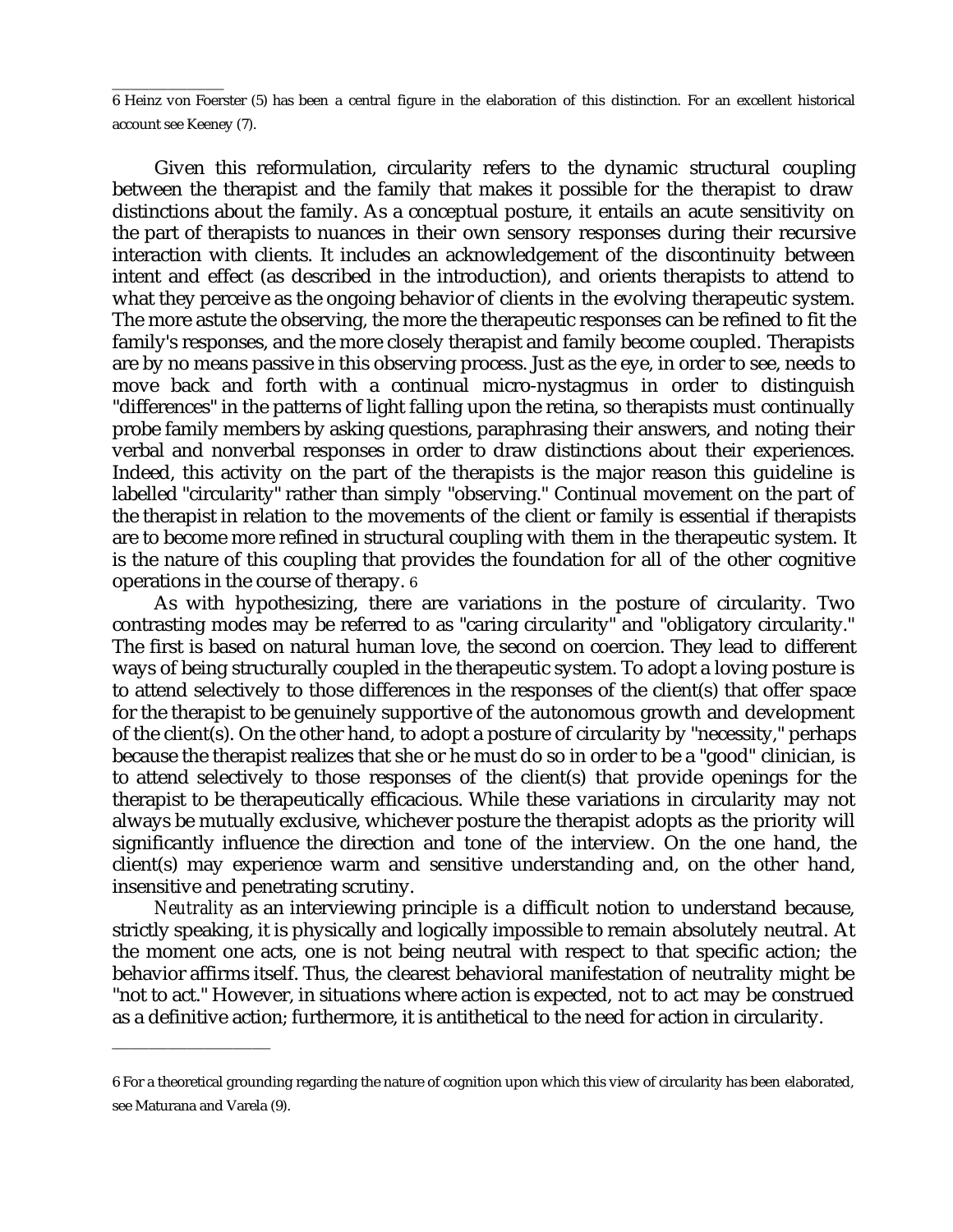6 Heinz von Foerster (5) has been a central figure in the elaboration of this distinction. For an excellent historical account see Keeney (7).

Given this reformulation, circularity refers to the dynamic structural coupling between the therapist and the family that makes it possible for the therapist to draw distinctions about the family. As a conceptual posture, it entails an acute sensitivity on the part of therapists to nuances in their own sensory responses during their recursive interaction with clients. It includes an acknowledgement of the discontinuity between intent and effect (as described in the introduction), and orients therapists to attend to what they perceive as the ongoing behavior of clients in the evolving therapeutic system. The more astute the observing, the more the therapeutic responses can be refined to fit the family's responses, and the more closely therapist and family become coupled. Therapists are by no means passive in this observing process. Just as the eye, in order to see, needs to move back and forth with a continual micro-nystagmus in order to distinguish "differences" in the patterns of light falling upon the retina, so therapists must continually probe family members by asking questions, paraphrasing their answers, and noting their verbal and nonverbal responses in order to draw distinctions about their experiences. Indeed, this activity on the part of the therapists is the major reason this guideline is labelled "circularity" rather than simply "observing." Continual movement on the part of the therapist in relation to the movements of the client or family is essential if therapists are to become more refined in structural coupling with them in the therapeutic system. It is the nature of this coupling that provides the foundation for all of the other cognitive operations in the course of therapy. [6]

As with hypothesizing, there are variations in the posture of circularity. Two contrasting modes may be referred to as "caring circularity" and "obligatory circularity." The first is based on natural human love, the second on coercion. They lead to different ways of being structurally coupled in the therapeutic system. To adopt a loving posture is to attend selectively to those differences in the responses of the client(s) that offer space for the therapist to be genuinely supportive of the autonomous growth and development of the client(s). On the other hand, to adopt a posture of circularity by "necessity," perhaps because the therapist realizes that she or he must do so in order to be a "good" clinician, is to attend selectively to those responses of the client(s) that provide openings for the therapist to be therapeutically efficacious. While these variations in circularity may not always be mutually exclusive, whichever posture the therapist adopts as the priority will significantly influence the direction and tone of the interview. On the one hand, the client(s) may experience warm and sensitive understanding and, on the other hand, insensitive and penetrating scrutiny.

*Neutrality* as an interviewing principle is a difficult notion to understand because, strictly speaking, it is physically and logically impossible to remain absolutely neutral. At the moment one acts, one is not being neutral with respect to that specific action; the behavior affirms itself. Thus, the clearest behavioral manifestation of neutrality might be "not to act." However, in situations where action is expected, not to act may be construed as a definitive action; furthermore, it is antithetical to the need for action in circularity.

6 For a theoretical grounding regarding the nature of cognition upon which this view of circularity has been elaborated, see Maturana and Varela (9).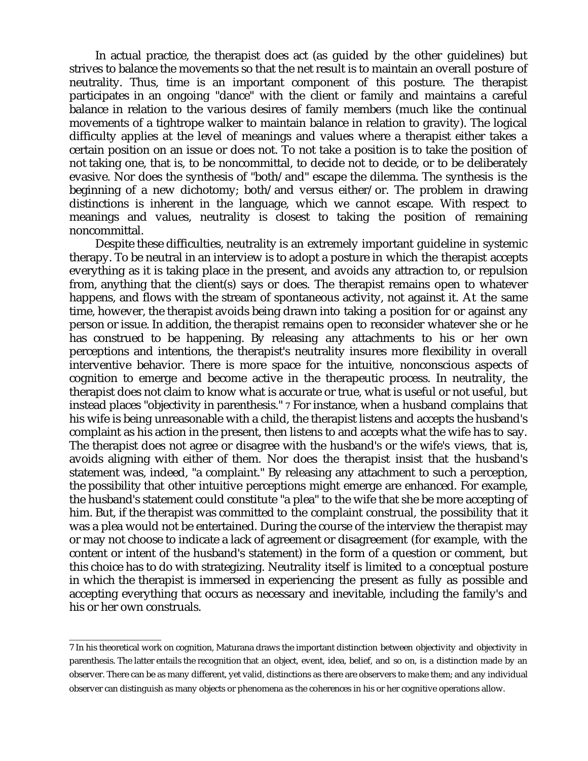In actual practice, the therapist does act (as guided by the other guidelines) but strives to balance the movements so that the net result is to maintain an overall posture of neutrality. Thus, time is an important component of this posture. The therapist participates in an ongoing "dance" with the client or family and maintains a careful balance in relation to the various desires of family members (much like the continual movements of a tightrope walker to maintain balance in relation to gravity). The logical difficulty applies at the level of meanings and values where a therapist either takes a certain position on an issue or does not. To not take a position is to take the position of not taking one, that is, to be noncommittal, to decide not to decide, or to be deliberately evasive. Nor does the synthesis of "both/and" escape the dilemma. The synthesis is the beginning of a new dichotomy; both/and versus either/or. The problem in drawing distinctions is inherent in the language, which we cannot escape. With respect to meanings and values, neutrality is closest to taking the position of remaining noncommittal.

Despite these difficulties, neutrality is an extremely important guideline in systemic therapy. To be neutral in an interview is to adopt a posture in which the therapist accepts everything as it is taking place in the present, and avoids any attraction to, or repulsion from, anything that the client(s) says or does. The therapist remains open to whatever happens, and flows with the stream of spontaneous activity, not against it. At the same time, however, the therapist avoids being drawn into taking a position for or against any person or issue. In addition, the therapist remains open to reconsider whatever she or he has construed to be happening. By releasing any attachments to his or her own perceptions and intentions, the therapist's neutrality insures more flexibility in overall interventive behavior. There is more space for the intuitive, nonconscious aspects of cognition to emerge and become active in the therapeutic process. In neutrality, the therapist does not claim to know what is accurate or true, what is useful or not useful, but instead places "objectivity in parenthesis." [7] For instance, when a husband complains that his wife is being unreasonable with a child, the therapist listens and accepts the husband's complaint as his action in the present, then listens to and accepts what the wife has to say. The therapist does not agree or disagree with the husband's or the wife's views, that is, avoids aligning with either of them. Nor does the therapist insist that the husband's statement was, indeed, "a complaint." By releasing any attachment to such a perception, the possibility that other intuitive perceptions might emerge are enhanced. For example, the husband's statement could constitute "a plea" to the wife that she be more accepting of him. But, if the therapist was committed to the complaint construal, the possibility that it was a plea would not be entertained. During the course of the interview the therapist may or may not choose to indicate a lack of agreement or disagreement (for example, with the content or intent of the husband's statement) in the form of a question or comment, but this choice has to do with strategizing. Neutrality itself is limited to a conceptual posture in which the therapist is immersed in experiencing the present as fully as possible and accepting everything that occurs as necessary and inevitable, including the family's and his or her own construals.

---

7 In his theoretical work on cognition, Maturana draws the important distinction between objectivity and objectivity in parenthesis. The latter entails the recognition that an object, event, idea, belief, and so on, is a distinction made by an observer. There can be as many different, yet valid, distinctions as there are observers to make them; and any individual observer can distinguish as many objects or phenomena as the coherences in his or her cognitive operations allow.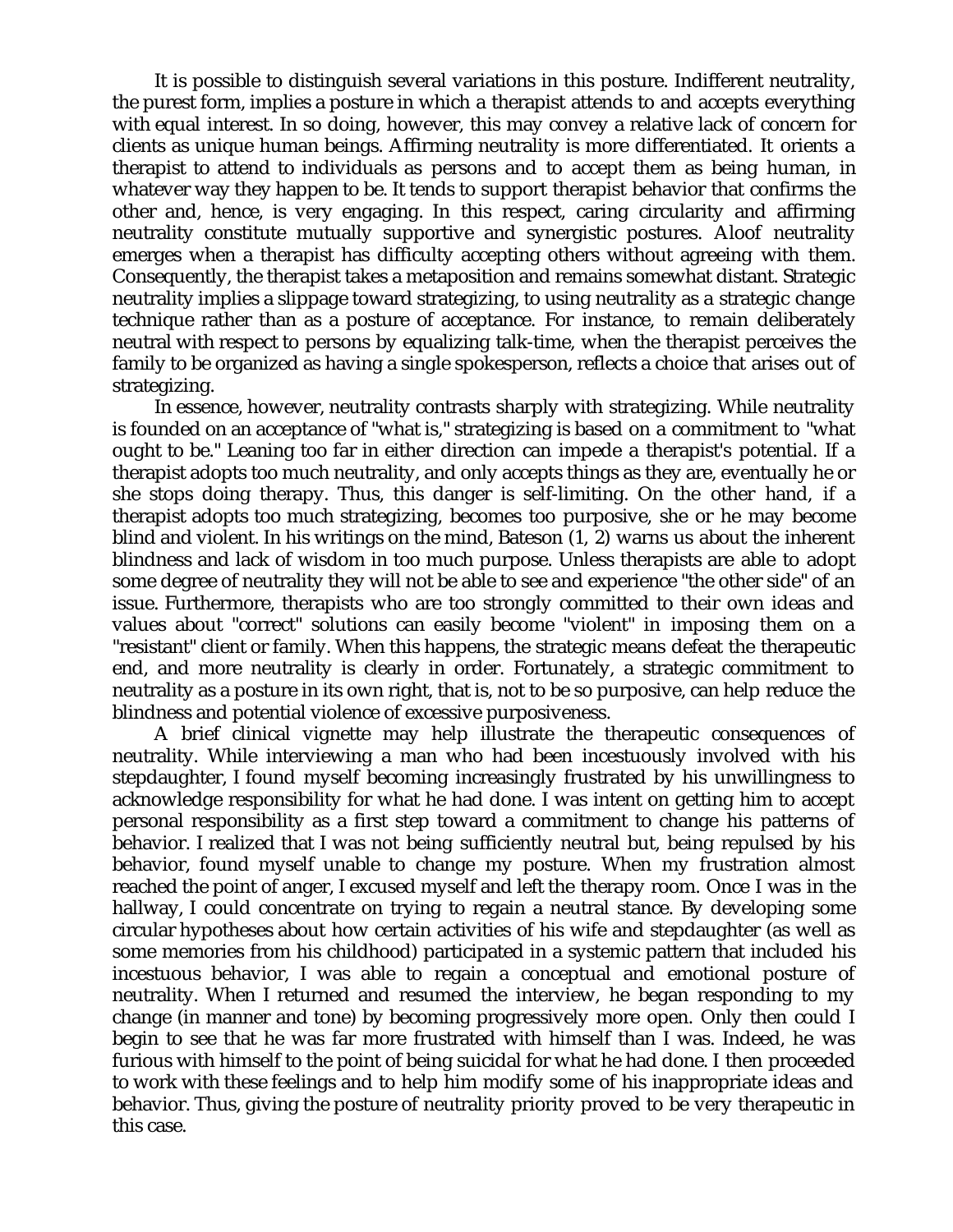It is possible to distinguish several variations in this posture. Indifferent neutrality, the purest form, implies a posture in which a therapist attends to and accepts everything with equal interest. In so doing, however, this may convey a relative lack of concern for clients as unique human beings. Affirming neutrality is more differentiated. It orients a therapist to attend to individuals as persons and to accept them as being human, in whatever way they happen to be. It tends to support therapist behavior that confirms the other and, hence, is very engaging. In this respect, caring circularity and affirming neutrality constitute mutually supportive and synergistic postures. Aloof neutrality emerges when a therapist has difficulty accepting others without agreeing with them. Consequently, the therapist takes a metaposition and remains somewhat distant. Strategic neutrality implies a slippage toward strategizing, to using neutrality as a strategic change technique rather than as a posture of acceptance. For instance, to remain deliberately neutral with respect to persons by equalizing talk-time, when the therapist perceives the family to be organized as having a single spokesperson, reflects a choice that arises out of strategizing.

In essence, however, neutrality contrasts sharply with strategizing. While neutrality is founded on an acceptance of "what is," strategizing is based on a commitment to "what ought to be." Leaning too far in either direction can impede a therapist's potential. If a therapist adopts too much neutrality, and only accepts things as they are, eventually he or she stops doing therapy. Thus, this danger is self-limiting. On the other hand, if a therapist adopts too much strategizing, becomes too purposive, she or he may become blind and violent. In his writings on the mind, Bateson (1, 2) warns us about the inherent blindness and lack of wisdom in too much purpose. Unless therapists are able to adopt some degree of neutrality they will not be able to see and experience "the other side" of an issue. Furthermore, therapists who are too strongly committed to their own ideas and values about "correct" solutions can easily become "violent" in imposing them on a "resistant" client or family. When this happens, the strategic means defeat the therapeutic end, and more neutrality is clearly in order. Fortunately, a strategic commitment to neutrality as a posture in its own right, that is, not to be so purposive, can help reduce the blindness and potential violence of excessive purposiveness.

A brief clinical vignette may help illustrate the therapeutic consequences of neutrality. While interviewing a man who had been incestuously involved with his stepdaughter, I found myself becoming increasingly frustrated by his unwillingness to acknowledge responsibility for what he had done. I was intent on getting him to accept personal responsibility as a first step toward a commitment to change his patterns of behavior. I realized that I was not being sufficiently neutral but, being repulsed by his behavior, found myself unable to change my posture. When my frustration almost reached the point of anger, I excused myself and left the therapy room. Once I was in the hallway, I could concentrate on trying to regain a neutral stance. By developing some circular hypotheses about how certain activities of his wife and stepdaughter (as well as some memories from his childhood) participated in a systemic pattern that included his incestuous behavior, I was able to regain a conceptual and emotional posture of neutrality. When I returned and resumed the interview, he began responding to my change (in manner and tone) by becoming progressively more open. Only then could I begin to see that he was far more frustrated with himself than I was. Indeed, he was furious with himself to the point of being suicidal for what he had done. I then proceeded to work with these feelings and to help him modify some of his inappropriate ideas and behavior. Thus, giving the posture of neutrality priority proved to be very therapeutic in this case.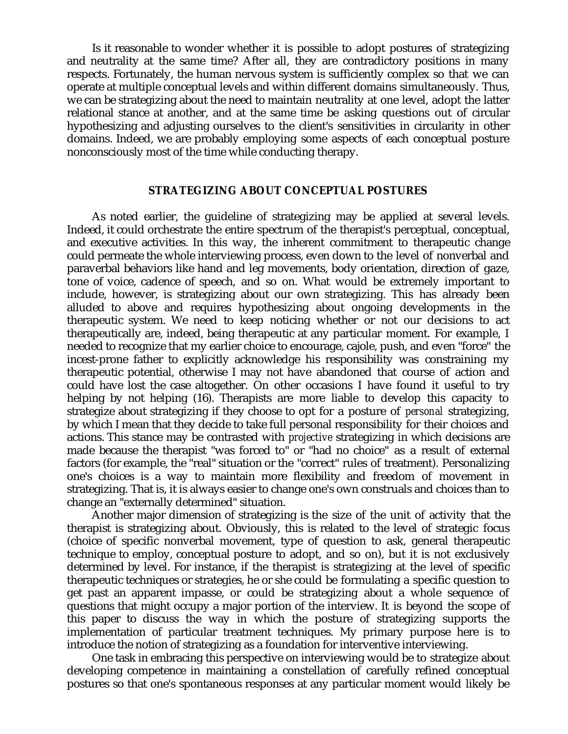Is it reasonable to wonder whether it is possible to adopt postures of strategizing and neutrality at the same time? After all, they are contradictory positions in many respects. Fortunately, the human nervous system is sufficiently complex so that we can operate at multiple conceptual levels and within different domains simultaneously. Thus, we can be strategizing about the need to maintain neutrality at one level, adopt the latter relational stance at another, and at the same time be asking questions out of circular hypothesizing and adjusting ourselves to the client's sensitivities in circularity in other domains. Indeed, we are probably employing some aspects of each conceptual posture nonconsciously most of the time while conducting therapy.

## STRATEGIZING ABOUT CONCEPTUAL POSTURES

As noted earlier, the guideline of strategizing may be applied at several levels. Indeed, it could orchestrate the entire spectrum of the therapist's perceptual, conceptual, and executive activities. In this way, the inherent commitment to therapeutic change could permeate the whole interviewing process, even down to the level of nonverbal and paraverbal behaviors like hand and leg movements, body orientation, direction of gaze, tone of voice, cadence of speech, and so on. What would be extremely important to include, however, is strategizing about our own strategizing. This has already been alluded to above and requires hypothesizing about ongoing developments in the therapeutic system. We need to keep noticing whether or not our decisions to act therapeutically are, indeed, being therapeutic at any particular moment. For example, I needed to recognize that my earlier choice to encourage, cajole, push, and even "force" the incest-prone father to explicitly acknowledge his responsibility was constraining my therapeutic potential, otherwise I may not have abandoned that course of action and could have lost the case altogether. On other occasions I have found it useful to try helping by not helping (16). Therapists are more liable to develop this capacity to strategize about strategizing if they choose to opt for a posture of *personal* strategizing, by which I mean that they decide to take full personal responsibility for their choices and actions. This stance may be contrasted with *projective* strategizing in which decisions are made because the therapist "was forced to" or "had no choice" as a result of external factors (for example, the "real" situation or the "correct" rules of treatment). Personalizing one's choices is a way to maintain more flexibility and freedom of movement in strategizing. That is, it is always easier to change one's own construals and choices than to change an "externally determined" situation.

Another major dimension of strategizing is the size of the unit of activity that the therapist is strategizing about. Obviously, this is related to the level of strategic focus (choice of specific nonverbal movement, type of question to ask, general therapeutic technique to employ, conceptual posture to adopt, and so on), but it is not exclusively determined by level. For instance, if the therapist is strategizing at the level of specific therapeutic techniques or strategies, he or she could be formulating a specific question to get past an apparent impasse, or could be strategizing about a whole sequence of questions that might occupy a major portion of the interview. It is beyond the scope of this paper to discuss the way in which the posture of strategizing supports the implementation of particular treatment techniques. My primary purpose here is to introduce the notion of strategizing as a foundation for interventive interviewing.

One task in embracing this perspective on interviewing would be to strategize about developing competence in maintaining a constellation of carefully refined conceptual postures so that one's spontaneous responses at any particular moment would likely be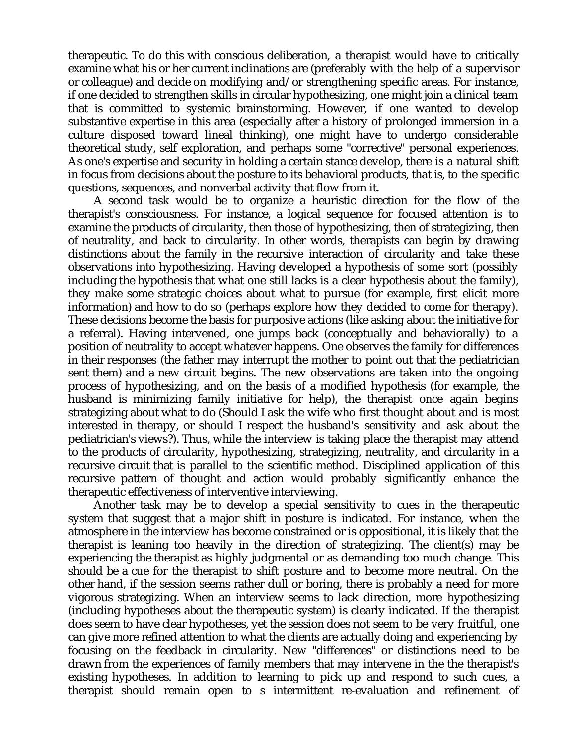therapeutic. To do this with conscious deliberation, a therapist would have to critically examine what his or her current inclinations are (preferably with the help of a supervisor or colleague) and decide on modifying and/or strengthening specific areas. For instance, if one decided to strengthen skills in circular hypothesizing, one might join a clinical team that is committed to systemic brainstorming. However, if one wanted to develop substantive expertise in this area (especially after a history of prolonged immersion in a culture disposed toward lineal thinking), one might have to undergo considerable theoretical study, self exploration, and perhaps some "corrective" personal experiences. As one's expertise and security in holding a certain stance develop, there is a natural shift in focus from decisions about the posture to its behavioral products, that is, to the specific questions, sequences, and nonverbal activity that flow from it.

A second task would be to organize a heuristic direction for the flow of the therapist's consciousness. For instance, a logical sequence for focused attention is to examine the products of circularity, then those of hypothesizing, then of strategizing, then of neutrality, and back to circularity. In other words, therapists can begin by drawing distinctions about the family in the recursive interaction of circularity and take these observations into hypothesizing. Having developed a hypothesis of some sort (possibly including the hypothesis that what one still lacks is a clear hypothesis about the family), they make some strategic choices about what to pursue (for example, first elicit more information) and how to do so (perhaps explore how they decided to come for therapy). These decisions become the basis for purposive actions (like asking about the initiative for a referral). Having intervened, one jumps back (conceptually and behaviorally) to a position of neutrality to accept whatever happens. One observes the family for differences in their responses (the father may interrupt the mother to point out that the pediatrician sent them) and a new circuit begins. The new observations are taken into the ongoing process of hypothesizing, and on the basis of a modified hypothesis (for example, the husband is minimizing family initiative for help), the therapist once again begins strategizing about what to do (Should I ask the wife who first thought about and is most interested in therapy, or should I respect the husband's sensitivity and ask about the pediatrician's views?). Thus, while the interview is taking place the therapist may attend to the products of circularity, hypothesizing, strategizing, neutrality, and circularity in a recursive circuit that is parallel to the scientific method. Disciplined application of this recursive pattern of thought and action would probably significantly enhance the therapeutic effectiveness of interventive interviewing.

Another task may be to develop a special sensitivity to cues in the therapeutic system that suggest that a major shift in posture is indicated. For instance, when the atmosphere in the interview has become constrained or is oppositional, it is likely that the therapist is leaning too heavily in the direction of strategizing. The client(s) may be experiencing the therapist as highly judgmental or as demanding too much change. This should be a cue for the therapist to shift posture and to become more neutral. On the other hand, if the session seems rather dull or boring, there is probably a need for more vigorous strategizing. When an interview seems to lack direction, more hypothesizing (including hypotheses about the therapeutic system) is clearly indicated. If the therapist does seem to have clear hypotheses, yet the session does not seem to be very fruitful, one can give more refined attention to what the clients are actually doing and experiencing by focusing on the feedback in circularity. New "differences" or distinctions need to be drawn from the experiences of family members that may intervene in the the therapist's existing hypotheses. In addition to learning to pick up and respond to such cues, a therapist should remain open to s intermittent re-evaluation and refinement of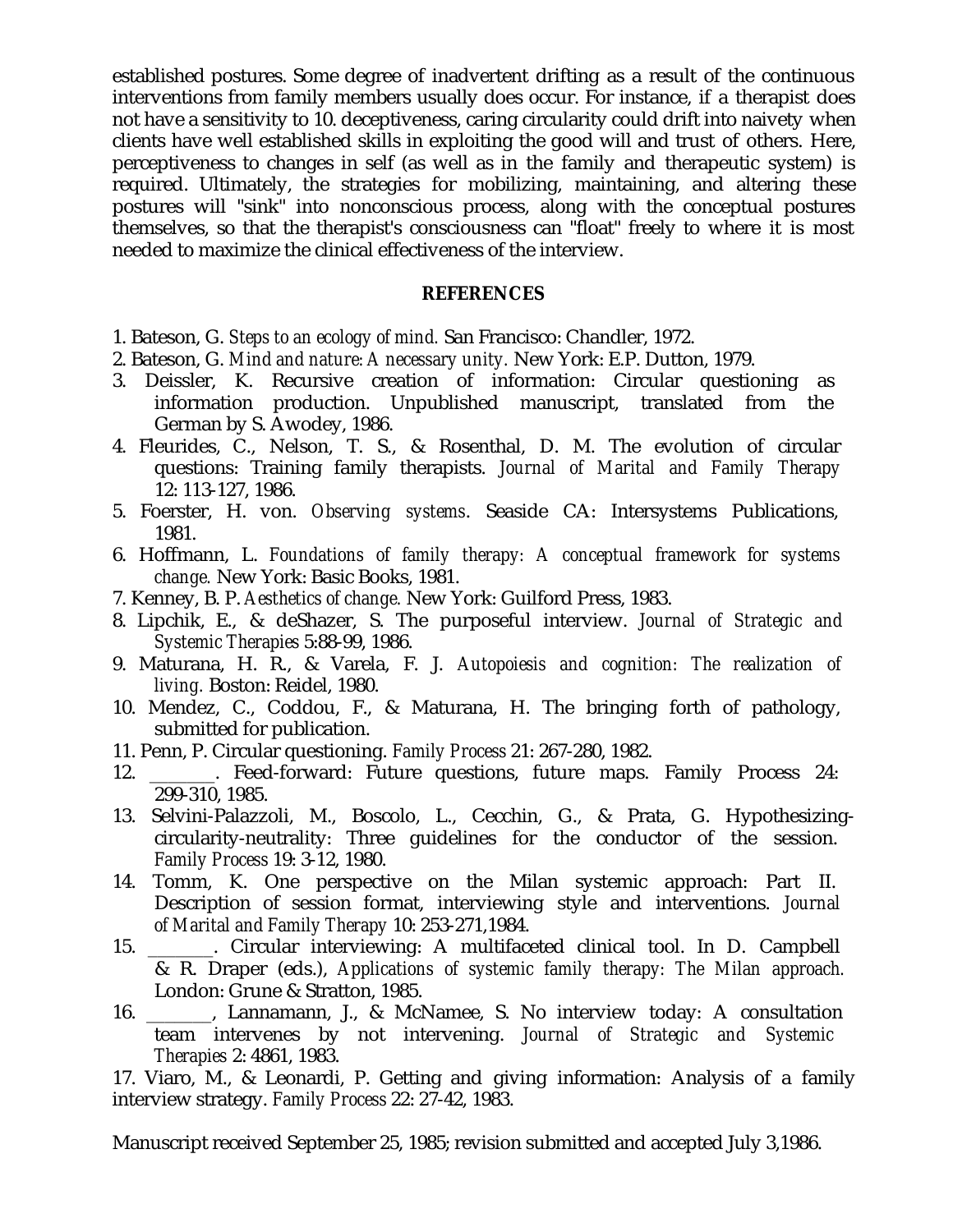established postures. Some degree of inadvertent drifting as a result of the continuous interventions from family members usually does occur. For instance, if a therapist does not have a sensitivity to 10. deceptiveness, caring circularity could drift into naivety when clients have well established skills in exploiting the good will and trust of others. Here, perceptiveness to changes in self (as well as in the family and therapeutic system) is required. Ultimately, the strategies for mobilizing, maintaining, and altering these postures will "sink" into nonconscious process, along with the conceptual postures themselves, so that the therapist's consciousness can "float" freely to where it is most needed to maximize the clinical effectiveness of the interview.

## REFERENCES

1. Bateson, G. *Steps to an ecology of mind.* San Francisco: Chandler, 1972.
2. Bateson, G. *Mind and nature: A necessary unity.* New York: E.P. Dutton, 1979.
3. Deissler, K. Recursive creation of information: Circular questioning as information production. Unpublished manuscript, translated from the German by S. Awodey, 1986.
4. Fleurides, C., Nelson, T. S., & Rosenthal, D. M. The evolution of circular questions: Training family therapists. *Journal of Marital and Family Therapy* 12: 113-127, 1986.
5. Foerster, H. von. *Observing systems*. Seaside CA: Intersystems Publications, 1981.
6. Hoffmann, L. *Foundations of family therapy: A conceptual framework for systems change.* New York: Basic Books, 1981.
7. Kenney, B. P. *Aesthetics of change.* New York: Guilford Press, 1983.
8. Lipchik, E., & deShazer, S. The purposeful interview. *Journal of Strategic and Systemic Therapies* 5:88-99, 1986.
9. Maturana, H. R., & Varela, F. J. *Autopoiesis and cognition: The realization of living.* Boston: Reidel, 1980.
10. Mendez, C., Coddou, F., & Maturana, H. The bringing forth of pathology, submitted for publication.
11. Penn, P. Circular questioning. *Family Process* 21: 267-280, 1982.
12. _______. Feed-forward: Future questions, future maps. Family Process 24: 299-310, 1985.
13. Selvini-Palazzoli, M., Boscolo, L., Cecchin, G., & Prata, G. Hypothesizing-circularity-neutrality: Three guidelines for the conductor of the session. *Family Process* 19: 3-12, 1980.
14. Tomm, K. One perspective on the Milan systemic approach: Part II. Description of session format, interviewing style and interventions. *Journal of Marital and Family Therapy* 10: 253-271,1984.
15. _______. Circular interviewing: A multifaceted clinical tool. In D. Campbell & R. Draper (eds.), *Applications of systemic family therapy: The Milan approach.* London: Grune & Stratton, 1985.
16. _______, Lannamann, J., & McNamee, S. No interview today: A consultation team intervenes by not intervening. *Journal of Strategic and Systemic Therapies* 2: 4861, 1983.
17. Viaro, M., & Leonardi, P. Getting and giving information: Analysis of a family interview strategy. *Family Process* 22: 27-42, 1983.

Manuscript received September 25, 1985; revision submitted and accepted July 3,1986.